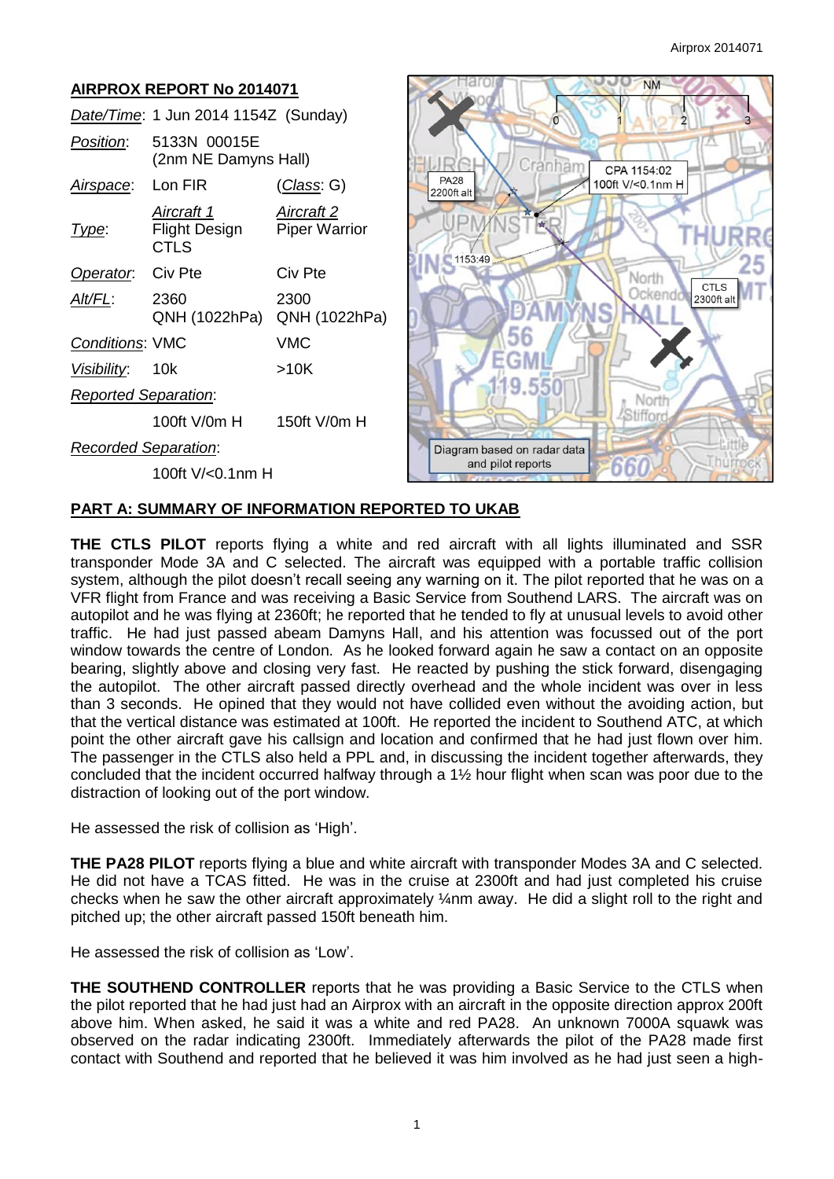## AIRPROX REPORT No 2014071

| | | |
|---|---|---|
| *Date/Time*: | 1 Jun 2014 1154Z (Sunday) | |
| *Position*: | 5133N 00015E (2nm NE Damyns Hall) | |
| *Airspace*: | Lon FIR | (*Class*: G) |
| | *Aircraft 1* | *Aircraft 2* |
| *Type*: | Flight Design CTLS | Piper Warrior |
| *Operator*: | Civ Pte | Civ Pte |
| *Alt/FL*: | 2360 QNH (1022hPa) | 2300 QNH (1022hPa) |
| *Conditions*: | VMC | VMC |
| *Visibility*: | 10k | >10K |
| *Reported Separation*: | | |
| | 100ft V/0m H | 150ft V/0m H |
| *Recorded Separation*: | | |
| | 100ft V/<0.1nm H | |

Diagram based on radar data and pilot reports

## PART A: SUMMARY OF INFORMATION REPORTED TO UKAB

**THE CTLS PILOT** reports flying a white and red aircraft with all lights illuminated and SSR transponder Mode 3A and C selected. The aircraft was equipped with a portable traffic collision system, although the pilot doesn't recall seeing any warning on it. The pilot reported that he was on a VFR flight from France and was receiving a Basic Service from Southend LARS. The aircraft was on autopilot and he was flying at 2360ft; he reported that he tended to fly at unusual levels to avoid other traffic. He had just passed abeam Damyns Hall, and his attention was focussed out of the port window towards the centre of London. As he looked forward again he saw a contact on an opposite bearing, slightly above and closing very fast. He reacted by pushing the stick forward, disengaging the autopilot. The other aircraft passed directly overhead and the whole incident was over in less than 3 seconds. He opined that they would not have collided even without the avoiding action, but that the vertical distance was estimated at 100ft. He reported the incident to Southend ATC, at which point the other aircraft gave his callsign and location and confirmed that he had just flown over him. The passenger in the CTLS also held a PPL and, in discussing the incident together afterwards, they concluded that the incident occurred halfway through a 1½ hour flight when scan was poor due to the distraction of looking out of the port window.

He assessed the risk of collision as 'High'.

**THE PA28 PILOT** reports flying a blue and white aircraft with transponder Modes 3A and C selected. He did not have a TCAS fitted. He was in the cruise at 2300ft and had just completed his cruise checks when he saw the other aircraft approximately ¼nm away. He did a slight roll to the right and pitched up; the other aircraft passed 150ft beneath him.

He assessed the risk of collision as 'Low'.

**THE SOUTHEND CONTROLLER** reports that he was providing a Basic Service to the CTLS when the pilot reported that he had just had an Airprox with an aircraft in the opposite direction approx 200ft above him. When asked, he said it was a white and red PA28. An unknown 7000A squawk was observed on the radar indicating 2300ft. Immediately afterwards the pilot of the PA28 made first contact with Southend and reported that he believed it was him involved as he had just seen a high-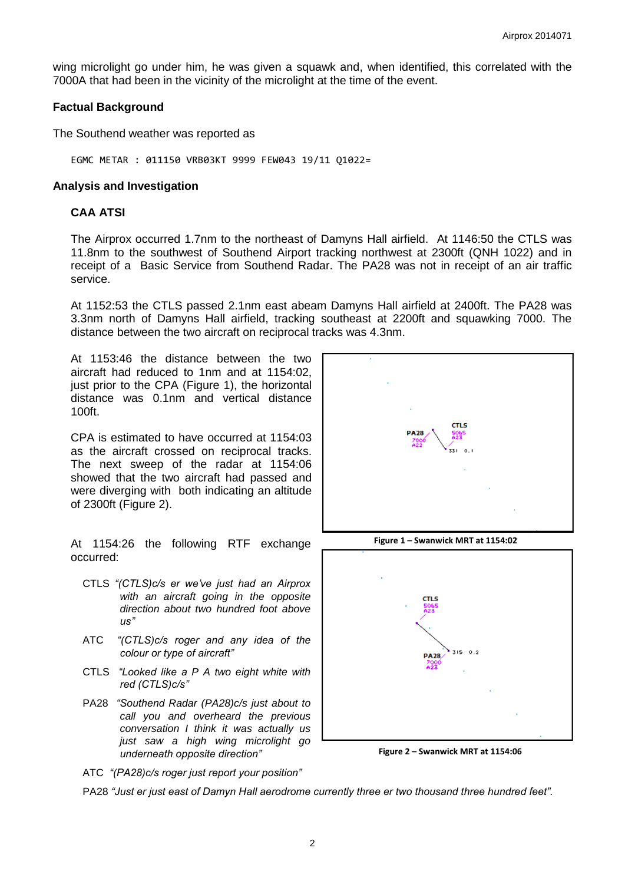wing microlight go under him, he was given a squawk and, when identified, this correlated with the 7000A that had been in the vicinity of the microlight at the time of the event.

### Factual Background

The Southend weather was reported as

```
EGMC METAR : 011150 VRB03KT 9999 FEW043 19/11 Q1022=
```

### Analysis and Investigation

#### CAA ATSI

The Airprox occurred 1.7nm to the northeast of Damyns Hall airfield. At 1146:50 the CTLS was 11.8nm to the southwest of Southend Airport tracking northwest at 2300ft (QNH 1022) and in receipt of a Basic Service from Southend Radar. The PA28 was not in receipt of an air traffic service.

At 1152:53 the CTLS passed 2.1nm east abeam Damyns Hall airfield at 2400ft. The PA28 was 3.3nm north of Damyns Hall airfield, tracking southeast at 2200ft and squawking 7000. The distance between the two aircraft on reciprocal tracks was 4.3nm.

At 1153:46 the distance between the two aircraft had reduced to 1nm and at 1154:02, just prior to the CPA (Figure 1), the horizontal distance was 0.1nm and vertical distance 100ft.

Figure 1 – Swanwick MRT at 1154:02

CPA is estimated to have occurred at 1154:03 as the aircraft crossed on reciprocal tracks. The next sweep of the radar at 1154:06 showed that the two aircraft had passed and were diverging with both indicating an altitude of 2300ft (Figure 2).

Figure 2 – Swanwick MRT at 1154:06

At 1154:26 the following RTF exchange occurred:

CTLS *"(CTLS)c/s er we've just had an Airprox with an aircraft going in the opposite direction about two hundred foot above us"*

ATC *"(CTLS)c/s roger and any idea of the colour or type of aircraft"*

CTLS *"Looked like a P A two eight white with red (CTLS)c/s"*

PA28 *"Southend Radar (PA28)c/s just about to call you and overheard the previous conversation I think it was actually us just saw a high wing microlight go underneath opposite direction"*

ATC *"(PA28)c/s roger just report your position"*

PA28 *"Just er just east of Damyn Hall aerodrome currently three er two thousand three hundred feet".*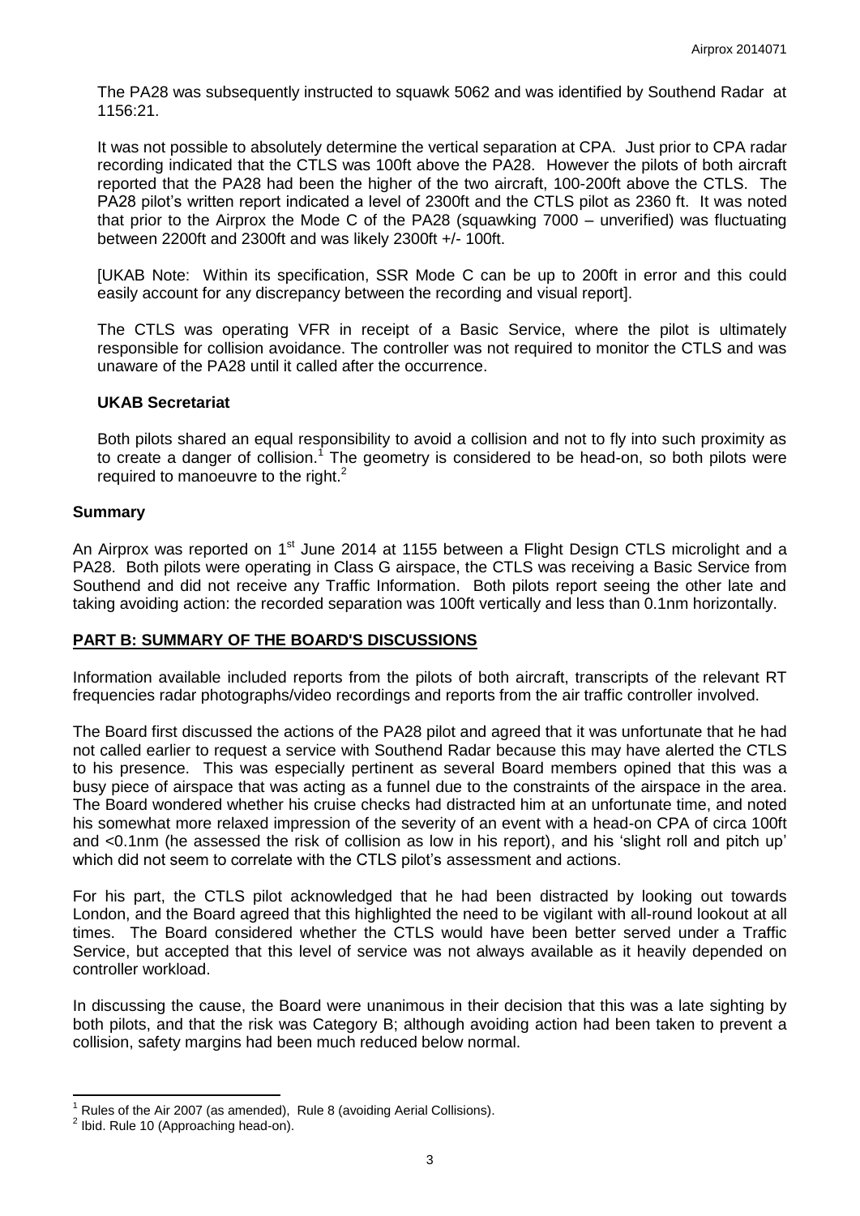The PA28 was subsequently instructed to squawk 5062 and was identified by Southend Radar at 1156:21.

It was not possible to absolutely determine the vertical separation at CPA. Just prior to CPA radar recording indicated that the CTLS was 100ft above the PA28. However the pilots of both aircraft reported that the PA28 had been the higher of the two aircraft, 100-200ft above the CTLS. The PA28 pilot's written report indicated a level of 2300ft and the CTLS pilot as 2360 ft. It was noted that prior to the Airprox the Mode C of the PA28 (squawking 7000 – unverified) was fluctuating between 2200ft and 2300ft and was likely 2300ft +/- 100ft.

[UKAB Note: Within its specification, SSR Mode C can be up to 200ft in error and this could easily account for any discrepancy between the recording and visual report].

The CTLS was operating VFR in receipt of a Basic Service, where the pilot is ultimately responsible for collision avoidance. The controller was not required to monitor the CTLS and was unaware of the PA28 until it called after the occurrence.

### UKAB Secretariat

Both pilots shared an equal responsibility to avoid a collision and not to fly into such proximity as to create a danger of collision.[1] The geometry is considered to be head-on, so both pilots were required to manoeuvre to the right.[2]

## Summary

An Airprox was reported on 1st June 2014 at 1155 between a Flight Design CTLS microlight and a PA28. Both pilots were operating in Class G airspace, the CTLS was receiving a Basic Service from Southend and did not receive any Traffic Information. Both pilots report seeing the other late and taking avoiding action: the recorded separation was 100ft vertically and less than 0.1nm horizontally.

## PART B: SUMMARY OF THE BOARD'S DISCUSSIONS

Information available included reports from the pilots of both aircraft, transcripts of the relevant RT frequencies radar photographs/video recordings and reports from the air traffic controller involved.

The Board first discussed the actions of the PA28 pilot and agreed that it was unfortunate that he had not called earlier to request a service with Southend Radar because this may have alerted the CTLS to his presence. This was especially pertinent as several Board members opined that this was a busy piece of airspace that was acting as a funnel due to the constraints of the airspace in the area. The Board wondered whether his cruise checks had distracted him at an unfortunate time, and noted his somewhat more relaxed impression of the severity of an event with a head-on CPA of circa 100ft and <0.1nm (he assessed the risk of collision as low in his report), and his 'slight roll and pitch up' which did not seem to correlate with the CTLS pilot's assessment and actions.

For his part, the CTLS pilot acknowledged that he had been distracted by looking out towards London, and the Board agreed that this highlighted the need to be vigilant with all-round lookout at all times. The Board considered whether the CTLS would have been better served under a Traffic Service, but accepted that this level of service was not always available as it heavily depended on controller workload.

In discussing the cause, the Board were unanimous in their decision that this was a late sighting by both pilots, and that the risk was Category B; although avoiding action had been taken to prevent a collision, safety margins had been much reduced below normal.

---

[1] Rules of the Air 2007 (as amended), Rule 8 (avoiding Aerial Collisions).

[2] Ibid. Rule 10 (Approaching head-on).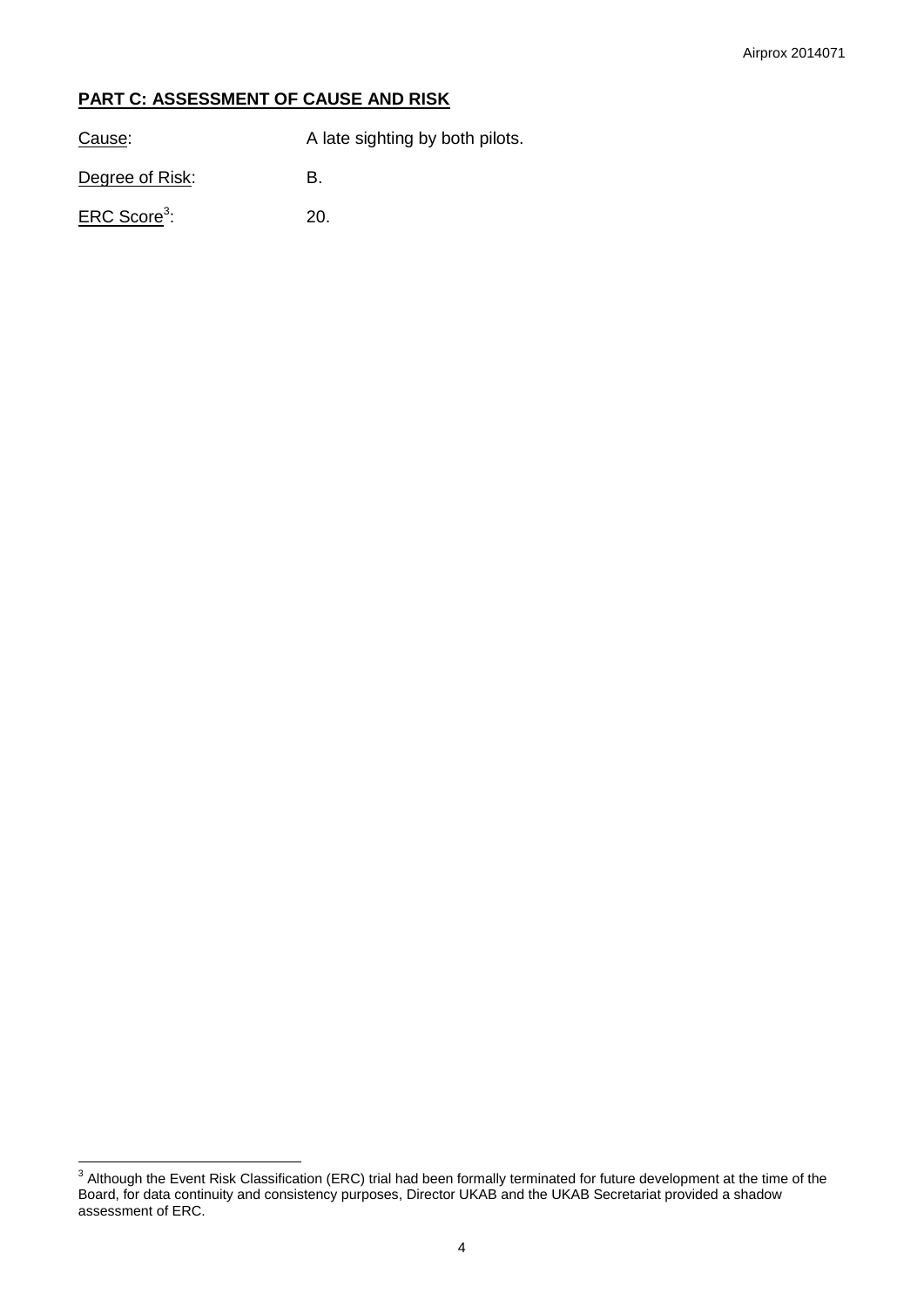**PART C: ASSESSMENT OF CAUSE AND RISK**

Cause: A late sighting by both pilots.

Degree of Risk: B.

ERC Score[3]: 20.

[3] Although the Event Risk Classification (ERC) trial had been formally terminated for future development at the time of the Board, for data continuity and consistency purposes, Director UKAB and the UKAB Secretariat provided a shadow assessment of ERC.